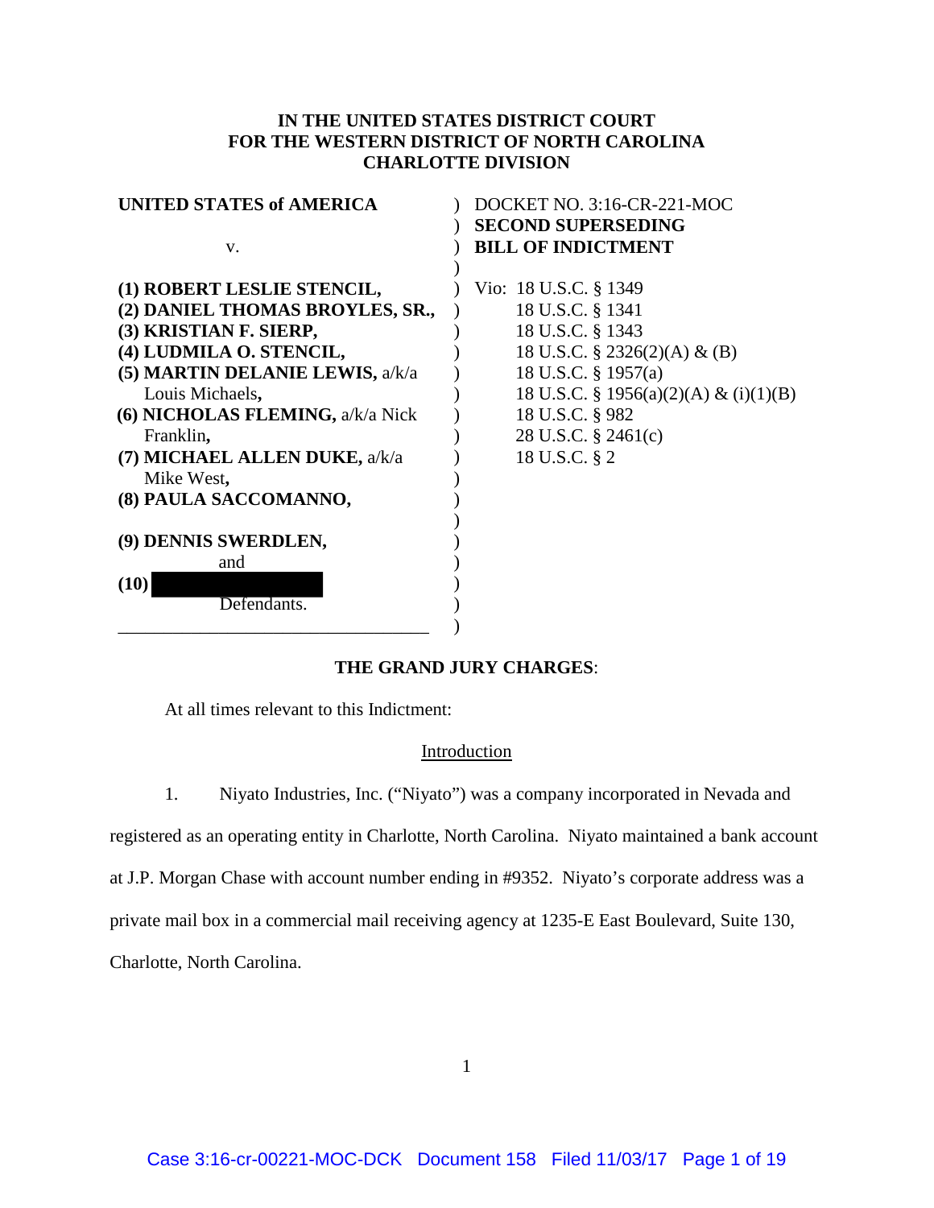**IN THE UNITED STATES DISTRICT COURT**
**FOR THE WESTERN DISTRICT OF NORTH CAROLINA**
**CHARLOTTE DIVISION**

| | |
|---|---|
| **UNITED STATES of AMERICA** | DOCKET NO. 3:16-CR-221-MOC |
| | **SECOND SUPERSEDING** |
| v. | **BILL OF INDICTMENT** |
| | |
| **(1) ROBERT LESLIE STENCIL,** | Vio: 18 U.S.C. § 1349 |
| **(2) DANIEL THOMAS BROYLES, SR.,** | 18 U.S.C. § 1341 |
| **(3) KRISTIAN F. SIERP,** | 18 U.S.C. § 1343 |
| **(4) LUDMILA O. STENCIL,** | 18 U.S.C. § 2326(2)(A) & (B) |
| **(5) MARTIN DELANIE LEWIS,** a/k/a Louis Michaels**,** | 18 U.S.C. § 1957(a) |
| | 18 U.S.C. § 1956(a)(2)(A) & (i)(1)(B) |
| **(6) NICHOLAS FLEMING,** a/k/a Nick Franklin**,** | 18 U.S.C. § 982 |
| | 28 U.S.C. § 2461(c) |
| **(7) MICHAEL ALLEN DUKE,** a/k/a Mike West**,** | 18 U.S.C. § 2 |
| **(8) PAULA SACCOMANNO,** | |
| | |
| **(9) DENNIS SWERDLEN,** and | |
| **(10)** [REDACTED] Defendants. | |

**THE GRAND JURY CHARGES**:

At all times relevant to this Indictment:

Introduction

1. Niyato Industries, Inc. ("Niyato") was a company incorporated in Nevada and registered as an operating entity in Charlotte, North Carolina. Niyato maintained a bank account at J.P. Morgan Chase with account number ending in #9352. Niyato's corporate address was a private mail box in a commercial mail receiving agency at 1235-E East Boulevard, Suite 130, Charlotte, North Carolina.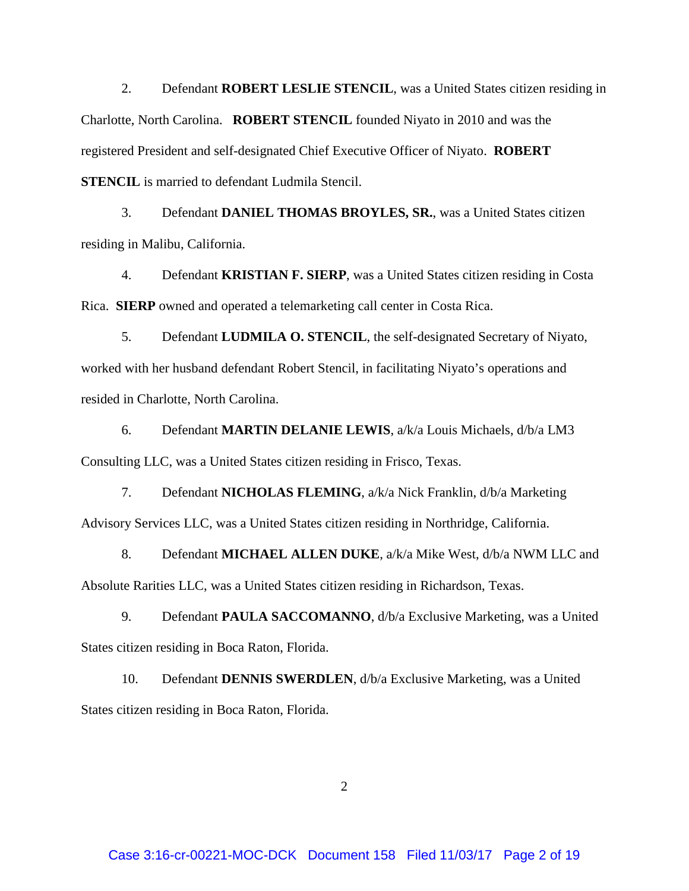2. Defendant **ROBERT LESLIE STENCIL**, was a United States citizen residing in Charlotte, North Carolina. **ROBERT STENCIL** founded Niyato in 2010 and was the registered President and self-designated Chief Executive Officer of Niyato. **ROBERT STENCIL** is married to defendant Ludmila Stencil.

3. Defendant **DANIEL THOMAS BROYLES, SR.**, was a United States citizen residing in Malibu, California.

4. Defendant **KRISTIAN F. SIERP**, was a United States citizen residing in Costa Rica. **SIERP** owned and operated a telemarketing call center in Costa Rica.

5. Defendant **LUDMILA O. STENCIL**, the self-designated Secretary of Niyato, worked with her husband defendant Robert Stencil, in facilitating Niyato's operations and resided in Charlotte, North Carolina.

6. Defendant **MARTIN DELANIE LEWIS**, a/k/a Louis Michaels, d/b/a LM3 Consulting LLC, was a United States citizen residing in Frisco, Texas.

7. Defendant **NICHOLAS FLEMING**, a/k/a Nick Franklin, d/b/a Marketing Advisory Services LLC, was a United States citizen residing in Northridge, California.

8. Defendant **MICHAEL ALLEN DUKE**, a/k/a Mike West, d/b/a NWM LLC and Absolute Rarities LLC, was a United States citizen residing in Richardson, Texas.

9. Defendant **PAULA SACCOMANNO**, d/b/a Exclusive Marketing, was a United States citizen residing in Boca Raton, Florida.

10. Defendant **DENNIS SWERDLEN**, d/b/a Exclusive Marketing, was a United States citizen residing in Boca Raton, Florida.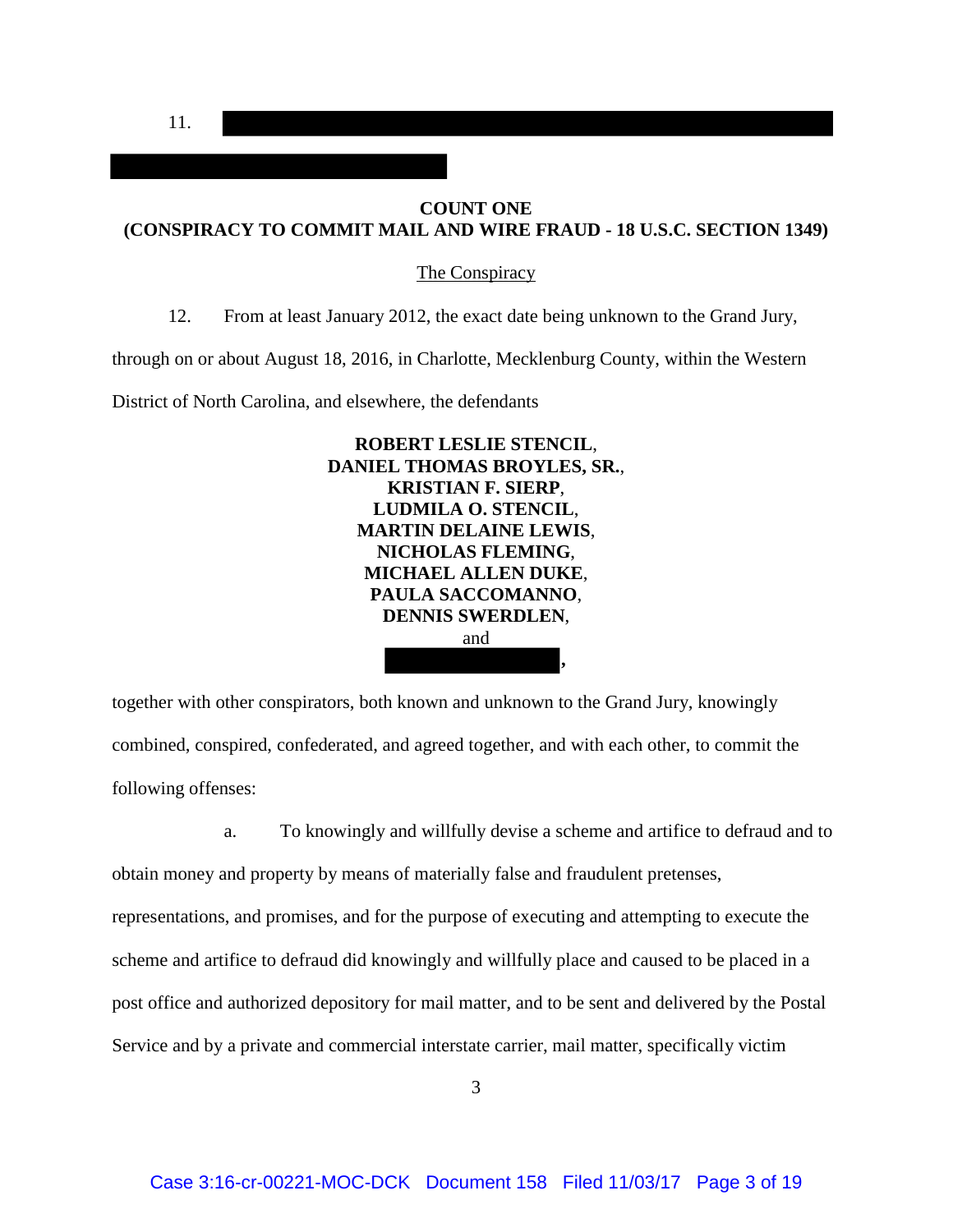11. ███████████████████████████████████████████████████████████████
███████████████████████████████

**COUNT ONE**
**(CONSPIRACY TO COMMIT MAIL AND WIRE FRAUD - 18 U.S.C. SECTION 1349)**

The Conspiracy

12. From at least January 2012, the exact date being unknown to the Grand Jury, through on or about August 18, 2016, in Charlotte, Mecklenburg County, within the Western District of North Carolina, and elsewhere, the defendants

**ROBERT LESLIE STENCIL**,
**DANIEL THOMAS BROYLES, SR.**,
**KRISTIAN F. SIERP**,
**LUDMILA O. STENCIL**,
**MARTIN DELAINE LEWIS**,
**NICHOLAS FLEMING**,
**MICHAEL ALLEN DUKE**,
**PAULA SACCOMANNO**,
**DENNIS SWERDLEN**,
and
███████████████,

together with other conspirators, both known and unknown to the Grand Jury, knowingly combined, conspired, confederated, and agreed together, and with each other, to commit the following offenses:

a. To knowingly and willfully devise a scheme and artifice to defraud and to obtain money and property by means of materially false and fraudulent pretenses, representations, and promises, and for the purpose of executing and attempting to execute the scheme and artifice to defraud did knowingly and willfully place and caused to be placed in a post office and authorized depository for mail matter, and to be sent and delivered by the Postal Service and by a private and commercial interstate carrier, mail matter, specifically victim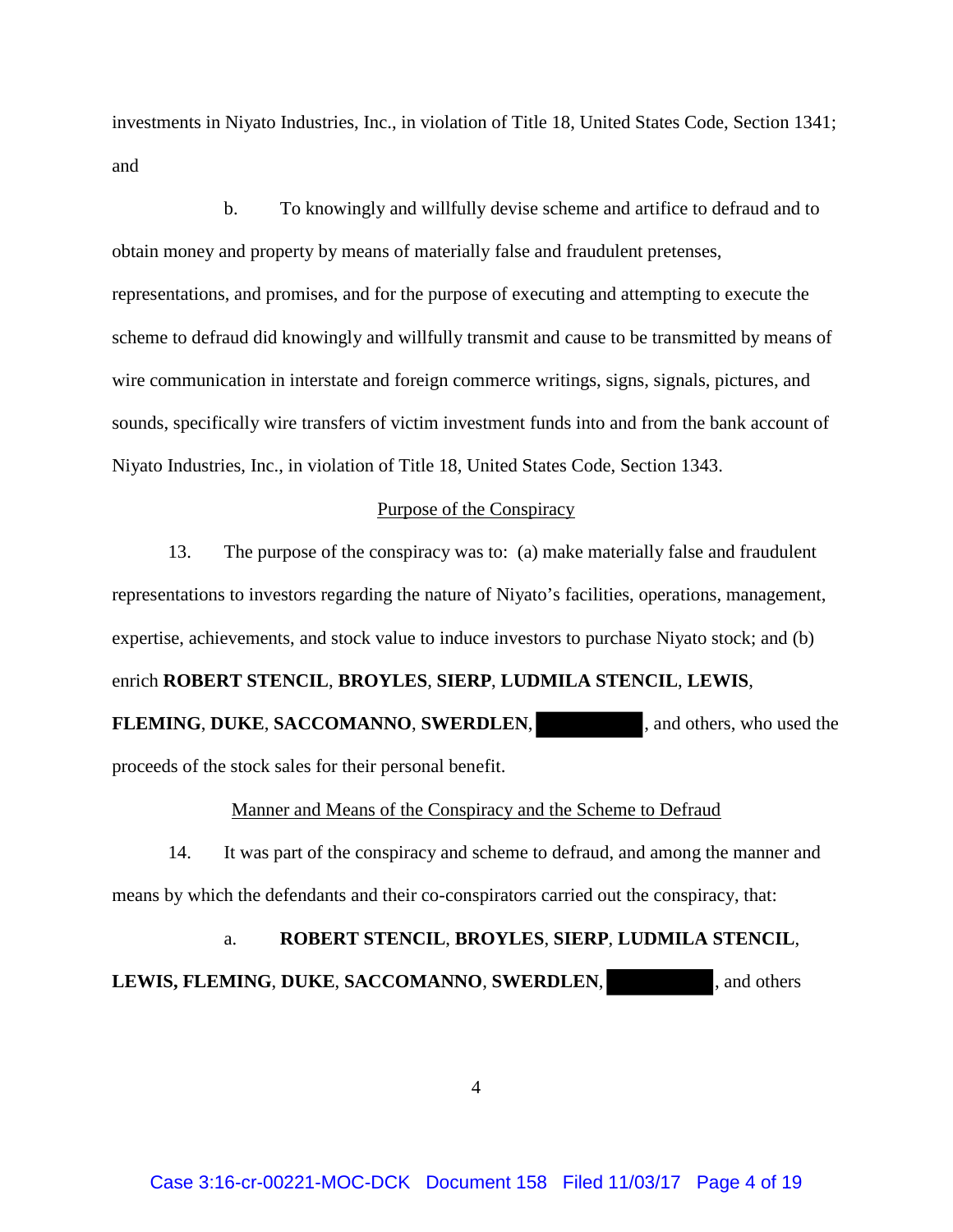investments in Niyato Industries, Inc., in violation of Title 18, United States Code, Section 1341; and

b. To knowingly and willfully devise scheme and artifice to defraud and to obtain money and property by means of materially false and fraudulent pretenses, representations, and promises, and for the purpose of executing and attempting to execute the scheme to defraud did knowingly and willfully transmit and cause to be transmitted by means of wire communication in interstate and foreign commerce writings, signs, signals, pictures, and sounds, specifically wire transfers of victim investment funds into and from the bank account of Niyato Industries, Inc., in violation of Title 18, United States Code, Section 1343.

<u>Purpose of the Conspiracy</u>

13. The purpose of the conspiracy was to: (a) make materially false and fraudulent representations to investors regarding the nature of Niyato's facilities, operations, management, expertise, achievements, and stock value to induce investors to purchase Niyato stock; and (b) enrich **ROBERT STENCIL**, **BROYLES**, **SIERP**, **LUDMILA STENCIL**, **LEWIS**, **FLEMING**, **DUKE**, **SACCOMANNO**, **SWERDLEN**, [REDACTED], and others, who used the proceeds of the stock sales for their personal benefit.

<u>Manner and Means of the Conspiracy and the Scheme to Defraud</u>

14. It was part of the conspiracy and scheme to defraud, and among the manner and means by which the defendants and their co-conspirators carried out the conspiracy, that:

a. **ROBERT STENCIL**, **BROYLES**, **SIERP**, **LUDMILA STENCIL**, **LEWIS, FLEMING**, **DUKE**, **SACCOMANNO**, **SWERDLEN**, [REDACTED], and others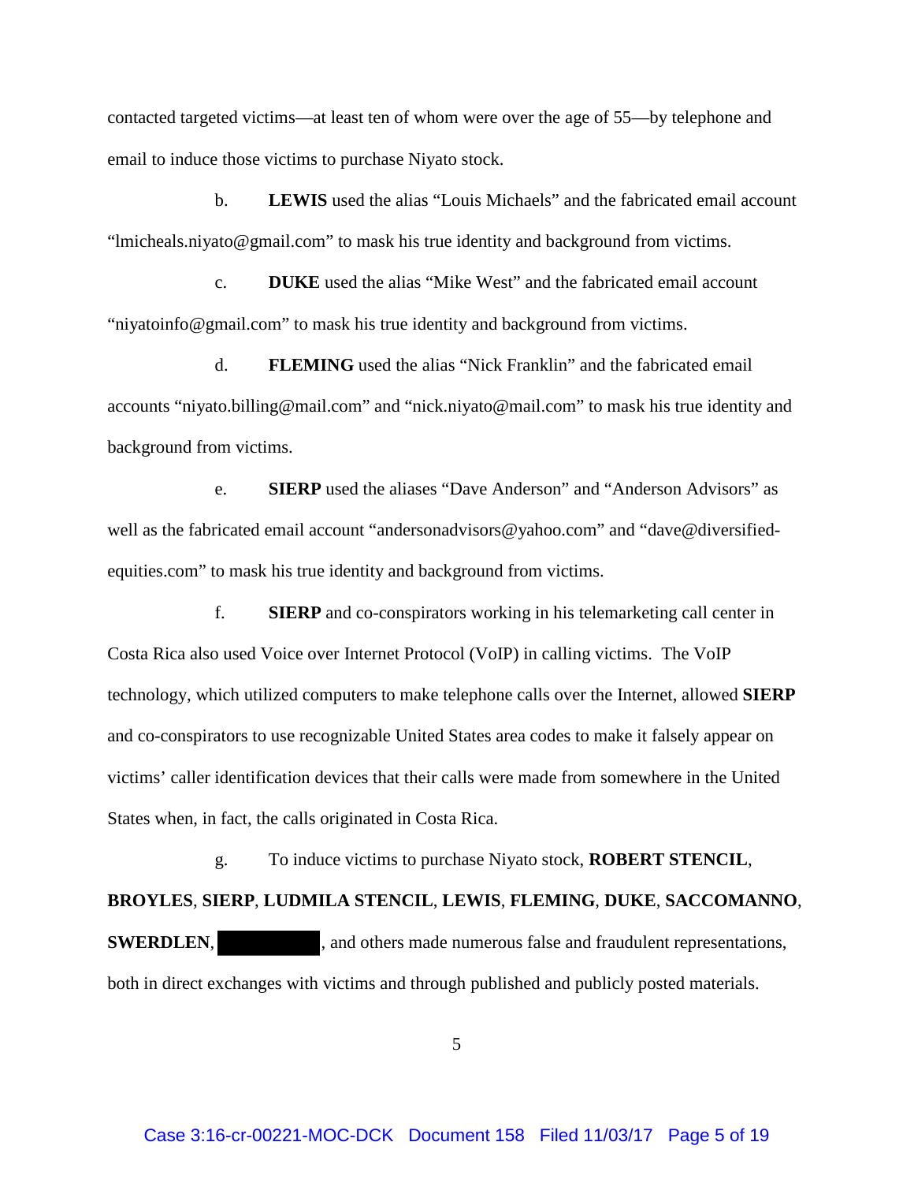contacted targeted victims—at least ten of whom were over the age of 55—by telephone and email to induce those victims to purchase Niyato stock.

b. **LEWIS** used the alias "Louis Michaels" and the fabricated email account "lmicheals.niyato@gmail.com" to mask his true identity and background from victims.

c. **DUKE** used the alias "Mike West" and the fabricated email account "niyatoinfo@gmail.com" to mask his true identity and background from victims.

d. **FLEMING** used the alias "Nick Franklin" and the fabricated email accounts "niyato.billing@mail.com" and "nick.niyato@mail.com" to mask his true identity and background from victims.

e. **SIERP** used the aliases "Dave Anderson" and "Anderson Advisors" as well as the fabricated email account "andersonadvisors@yahoo.com" and "dave@diversified-equities.com" to mask his true identity and background from victims.

f. **SIERP** and co-conspirators working in his telemarketing call center in Costa Rica also used Voice over Internet Protocol (VoIP) in calling victims. The VoIP technology, which utilized computers to make telephone calls over the Internet, allowed **SIERP** and co-conspirators to use recognizable United States area codes to make it falsely appear on victims' caller identification devices that their calls were made from somewhere in the United States when, in fact, the calls originated in Costa Rica.

g. To induce victims to purchase Niyato stock, **ROBERT STENCIL**, **BROYLES**, **SIERP**, **LUDMILA STENCIL**, **LEWIS**, **FLEMING**, **DUKE**, **SACCOMANNO**, **SWERDLEN**, [REDACTED], and others made numerous false and fraudulent representations, both in direct exchanges with victims and through published and publicly posted materials.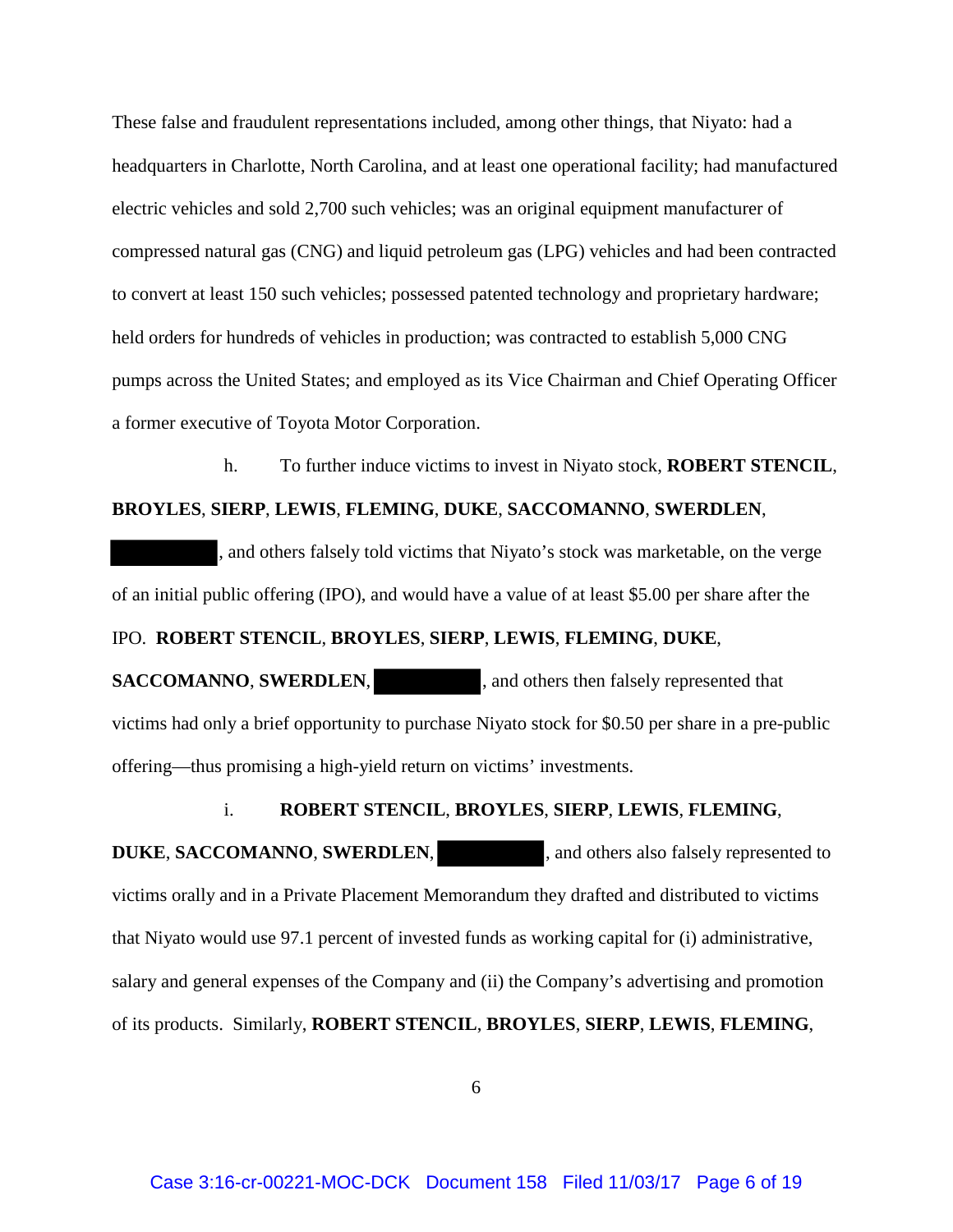These false and fraudulent representations included, among other things, that Niyato: had a headquarters in Charlotte, North Carolina, and at least one operational facility; had manufactured electric vehicles and sold 2,700 such vehicles; was an original equipment manufacturer of compressed natural gas (CNG) and liquid petroleum gas (LPG) vehicles and had been contracted to convert at least 150 such vehicles; possessed patented technology and proprietary hardware; held orders for hundreds of vehicles in production; was contracted to establish 5,000 CNG pumps across the United States; and employed as its Vice Chairman and Chief Operating Officer a former executive of Toyota Motor Corporation.

h. To further induce victims to invest in Niyato stock, **ROBERT STENCIL**, **BROYLES**, **SIERP**, **LEWIS**, **FLEMING**, **DUKE**, **SACCOMANNO**, **SWERDLEN**, [REDACTED], and others falsely told victims that Niyato's stock was marketable, on the verge of an initial public offering (IPO), and would have a value of at least $5.00 per share after the IPO. **ROBERT STENCIL**, **BROYLES**, **SIERP**, **LEWIS**, **FLEMING**, **DUKE**, **SACCOMANNO**, **SWERDLEN**, [REDACTED], and others then falsely represented that victims had only a brief opportunity to purchase Niyato stock for $0.50 per share in a pre-public offering—thus promising a high-yield return on victims' investments.

i. **ROBERT STENCIL**, **BROYLES**, **SIERP**, **LEWIS**, **FLEMING**, **DUKE**, **SACCOMANNO**, **SWERDLEN**, [REDACTED], and others also falsely represented to victims orally and in a Private Placement Memorandum they drafted and distributed to victims that Niyato would use 97.1 percent of invested funds as working capital for (i) administrative, salary and general expenses of the Company and (ii) the Company's advertising and promotion of its products. Similarly, **ROBERT STENCIL**, **BROYLES**, **SIERP**, **LEWIS**, **FLEMING**,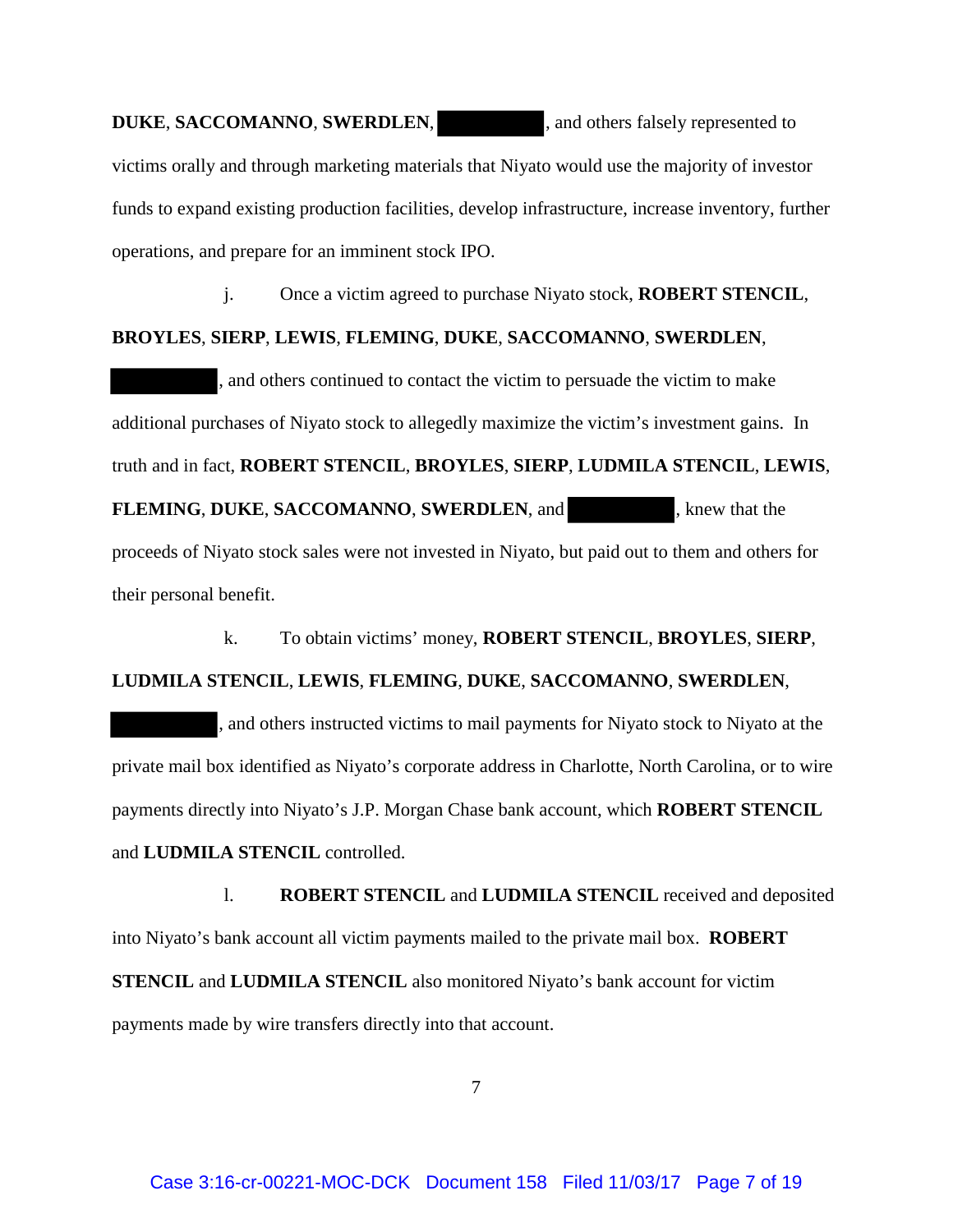**DUKE**, **SACCOMANNO**, **SWERDLEN**, [REDACTED], and others falsely represented to victims orally and through marketing materials that Niyato would use the majority of investor funds to expand existing production facilities, develop infrastructure, increase inventory, further operations, and prepare for an imminent stock IPO.

j. Once a victim agreed to purchase Niyato stock, **ROBERT STENCIL**, **BROYLES**, **SIERP**, **LEWIS**, **FLEMING**, **DUKE**, **SACCOMANNO**, **SWERDLEN**, [REDACTED], and others continued to contact the victim to persuade the victim to make additional purchases of Niyato stock to allegedly maximize the victim's investment gains. In truth and in fact, **ROBERT STENCIL**, **BROYLES**, **SIERP**, **LUDMILA STENCIL**, **LEWIS**, **FLEMING**, **DUKE**, **SACCOMANNO**, **SWERDLEN**, and [REDACTED], knew that the proceeds of Niyato stock sales were not invested in Niyato, but paid out to them and others for their personal benefit.

k. To obtain victims' money, **ROBERT STENCIL**, **BROYLES**, **SIERP**, **LUDMILA STENCIL**, **LEWIS**, **FLEMING**, **DUKE**, **SACCOMANNO**, **SWERDLEN**, [REDACTED], and others instructed victims to mail payments for Niyato stock to Niyato at the private mail box identified as Niyato's corporate address in Charlotte, North Carolina, or to wire payments directly into Niyato's J.P. Morgan Chase bank account, which **ROBERT STENCIL** and **LUDMILA STENCIL** controlled.

l. **ROBERT STENCIL** and **LUDMILA STENCIL** received and deposited into Niyato's bank account all victim payments mailed to the private mail box. **ROBERT STENCIL** and **LUDMILA STENCIL** also monitored Niyato's bank account for victim payments made by wire transfers directly into that account.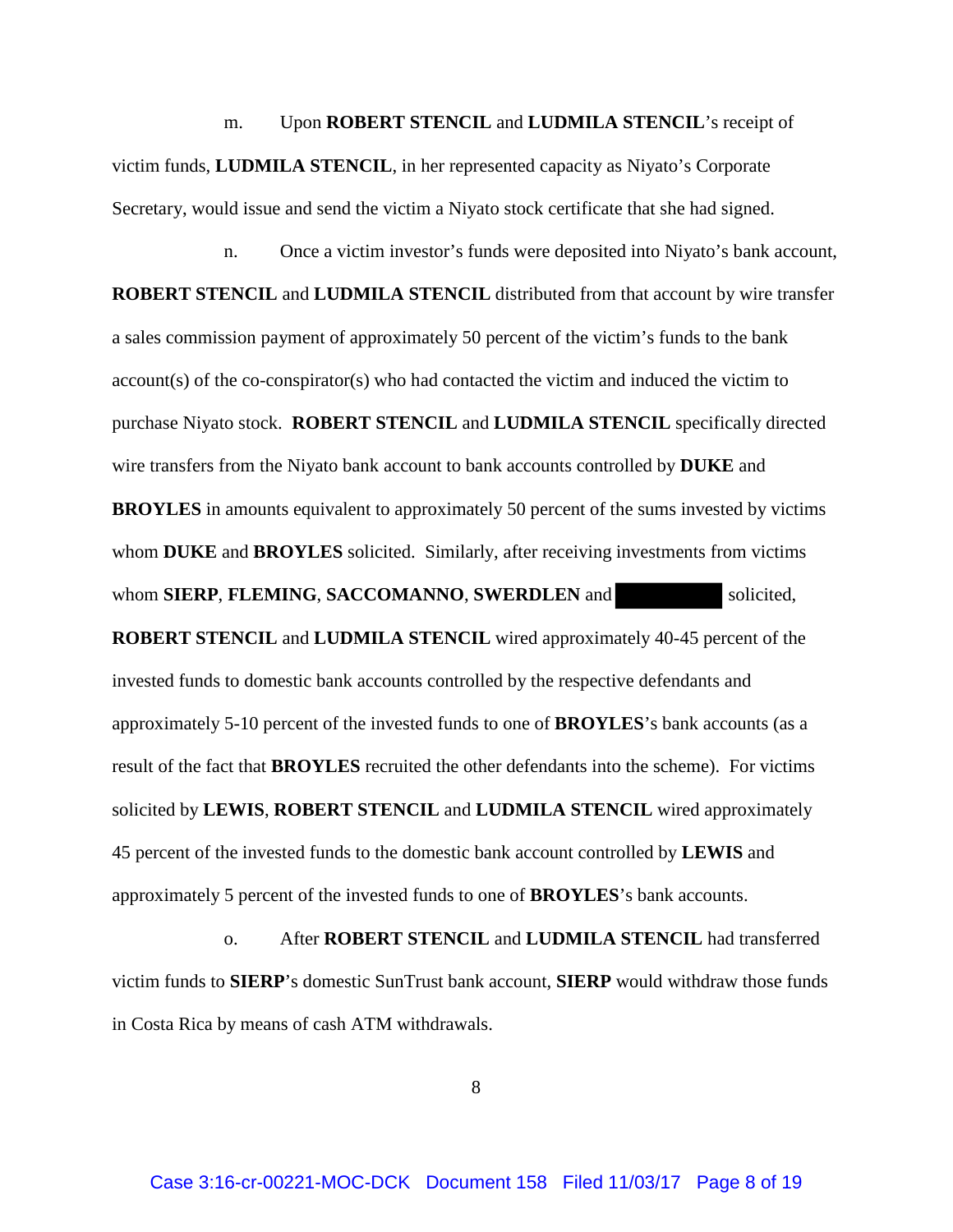m. Upon **ROBERT STENCIL** and **LUDMILA STENCIL**'s receipt of victim funds, **LUDMILA STENCIL**, in her represented capacity as Niyato's Corporate Secretary, would issue and send the victim a Niyato stock certificate that she had signed.

n. Once a victim investor's funds were deposited into Niyato's bank account, **ROBERT STENCIL** and **LUDMILA STENCIL** distributed from that account by wire transfer a sales commission payment of approximately 50 percent of the victim's funds to the bank account(s) of the co-conspirator(s) who had contacted the victim and induced the victim to purchase Niyato stock. **ROBERT STENCIL** and **LUDMILA STENCIL** specifically directed wire transfers from the Niyato bank account to bank accounts controlled by **DUKE** and **BROYLES** in amounts equivalent to approximately 50 percent of the sums invested by victims whom **DUKE** and **BROYLES** solicited. Similarly, after receiving investments from victims whom **SIERP**, **FLEMING**, **SACCOMANNO**, **SWERDLEN** and [REDACTED] solicited, **ROBERT STENCIL** and **LUDMILA STENCIL** wired approximately 40-45 percent of the invested funds to domestic bank accounts controlled by the respective defendants and approximately 5-10 percent of the invested funds to one of **BROYLES**'s bank accounts (as a result of the fact that **BROYLES** recruited the other defendants into the scheme). For victims solicited by **LEWIS**, **ROBERT STENCIL** and **LUDMILA STENCIL** wired approximately 45 percent of the invested funds to the domestic bank account controlled by **LEWIS** and approximately 5 percent of the invested funds to one of **BROYLES**'s bank accounts.

o. After **ROBERT STENCIL** and **LUDMILA STENCIL** had transferred victim funds to **SIERP**'s domestic SunTrust bank account, **SIERP** would withdraw those funds in Costa Rica by means of cash ATM withdrawals.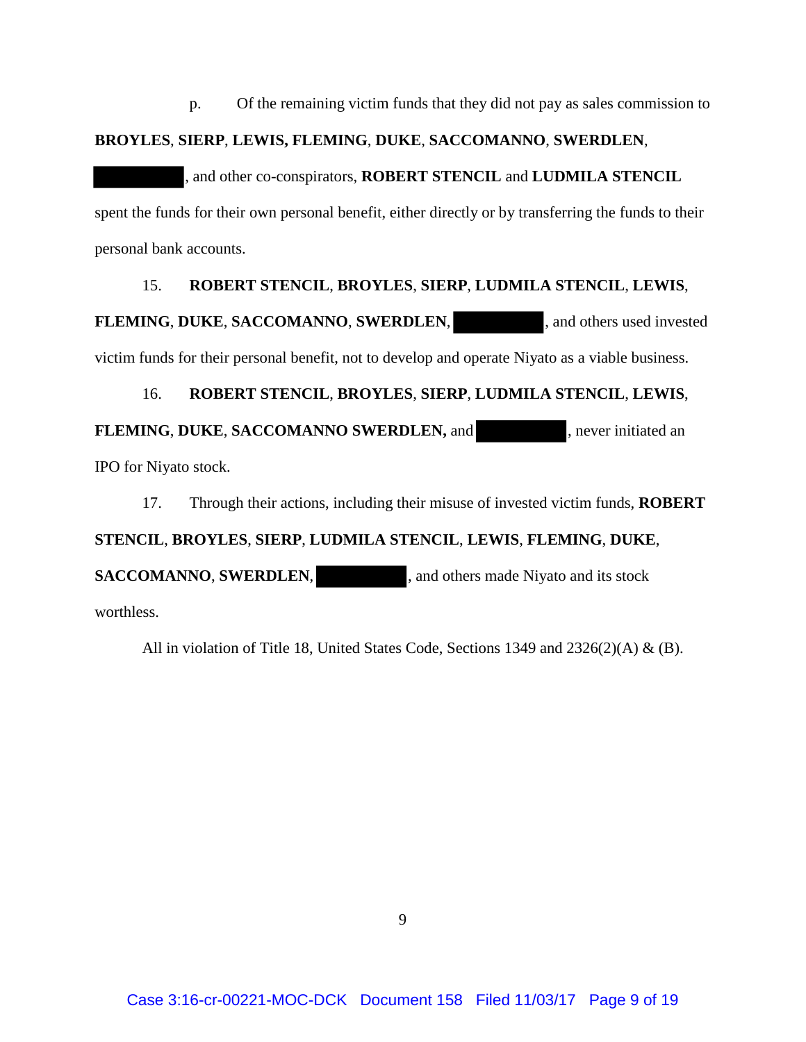p. Of the remaining victim funds that they did not pay as sales commission to **BROYLES**, **SIERP**, **LEWIS, FLEMING**, **DUKE**, **SACCOMANNO**, **SWERDLEN**, ██████████, and other co-conspirators, **ROBERT STENCIL** and **LUDMILA STENCIL** spent the funds for their own personal benefit, either directly or by transferring the funds to their personal bank accounts.

15. **ROBERT STENCIL**, **BROYLES**, **SIERP**, **LUDMILA STENCIL**, **LEWIS**, **FLEMING**, **DUKE**, **SACCOMANNO**, **SWERDLEN,** ██████████, and others used invested victim funds for their personal benefit, not to develop and operate Niyato as a viable business.

16. **ROBERT STENCIL**, **BROYLES**, **SIERP**, **LUDMILA STENCIL**, **LEWIS**, **FLEMING**, **DUKE**, **SACCOMANNO SWERDLEN,** and ██████████, never initiated an IPO for Niyato stock.

17. Through their actions, including their misuse of invested victim funds, **ROBERT STENCIL**, **BROYLES**, **SIERP**, **LUDMILA STENCIL**, **LEWIS**, **FLEMING**, **DUKE**, **SACCOMANNO**, **SWERDLEN**, ██████████, and others made Niyato and its stock worthless.

All in violation of Title 18, United States Code, Sections 1349 and 2326(2)(A) & (B).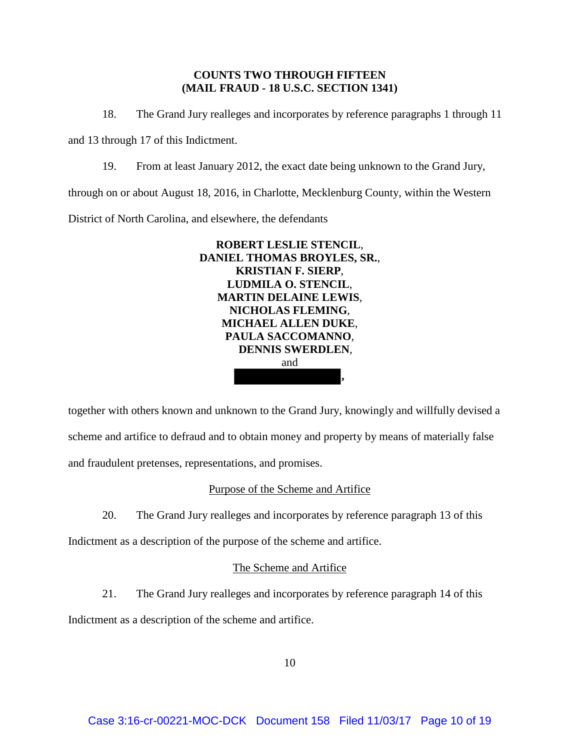**COUNTS TWO THROUGH FIFTEEN**
**(MAIL FRAUD - 18 U.S.C. SECTION 1341)**

18. The Grand Jury realleges and incorporates by reference paragraphs 1 through 11 and 13 through 17 of this Indictment.

19. From at least January 2012, the exact date being unknown to the Grand Jury, through on or about August 18, 2016, in Charlotte, Mecklenburg County, within the Western District of North Carolina, and elsewhere, the defendants

**ROBERT LESLIE STENCIL**,
**DANIEL THOMAS BROYLES, SR.**,
**KRISTIAN F. SIERP**,
**LUDMILA O. STENCIL**,
**MARTIN DELAINE LEWIS**,
**NICHOLAS FLEMING**,
**MICHAEL ALLEN DUKE**,
**PAULA SACCOMANNO**,
**DENNIS SWERDLEN**,
and
[REDACTED],

together with others known and unknown to the Grand Jury, knowingly and willfully devised a scheme and artifice to defraud and to obtain money and property by means of materially false and fraudulent pretenses, representations, and promises.

Purpose of the Scheme and Artifice

20. The Grand Jury realleges and incorporates by reference paragraph 13 of this Indictment as a description of the purpose of the scheme and artifice.

The Scheme and Artifice

21. The Grand Jury realleges and incorporates by reference paragraph 14 of this Indictment as a description of the scheme and artifice.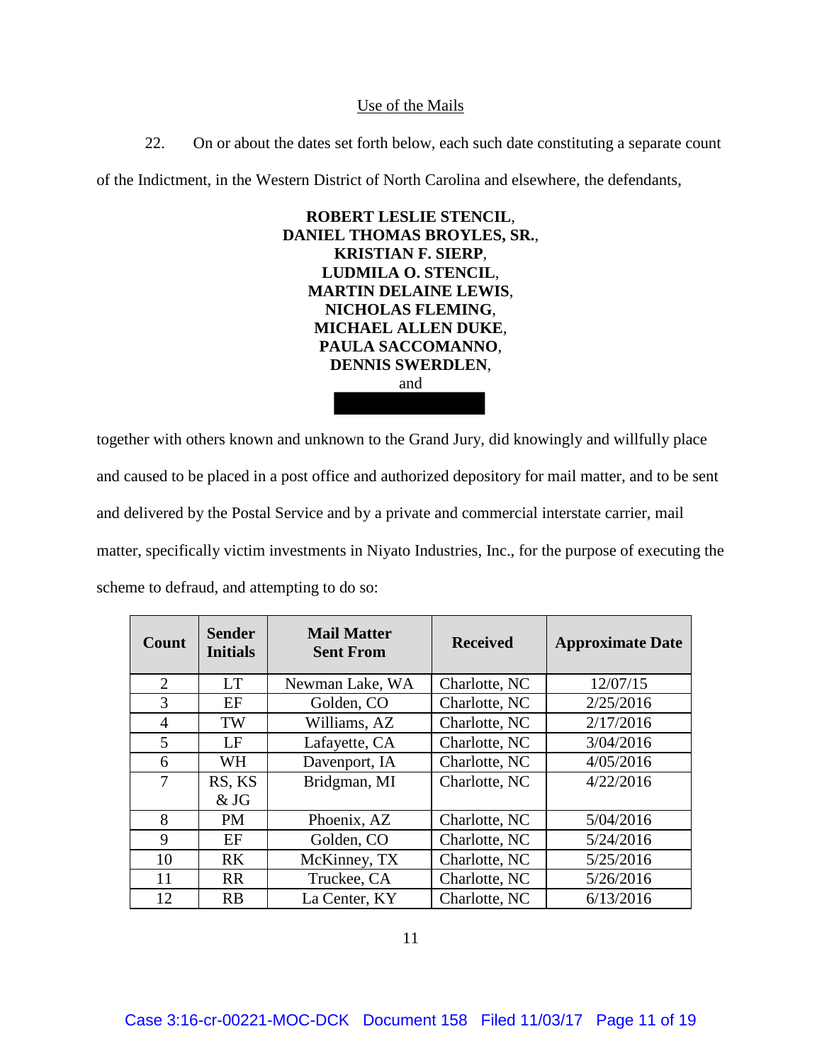Use of the Mails

22. On or about the dates set forth below, each such date constituting a separate count of the Indictment, in the Western District of North Carolina and elsewhere, the defendants,

**ROBERT LESLIE STENCIL**,
**DANIEL THOMAS BROYLES, SR.**,
**KRISTIAN F. SIERP**,
**LUDMILA O. STENCIL**,
**MARTIN DELAINE LEWIS**,
**NICHOLAS FLEMING**,
**MICHAEL ALLEN DUKE**,
**PAULA SACCOMANNO**,
**DENNIS SWERDLEN**,
and

together with others known and unknown to the Grand Jury, did knowingly and willfully place and caused to be placed in a post office and authorized depository for mail matter, and to be sent and delivered by the Postal Service and by a private and commercial interstate carrier, mail matter, specifically victim investments in Niyato Industries, Inc., for the purpose of executing the scheme to defraud, and attempting to do so:

| Count | Sender Initials | Mail Matter Sent From | Received | Approximate Date |
|---|---|---|---|---|
| 2 | LT | Newman Lake, WA | Charlotte, NC | 12/07/15 |
| 3 | EF | Golden, CO | Charlotte, NC | 2/25/2016 |
| 4 | TW | Williams, AZ | Charlotte, NC | 2/17/2016 |
| 5 | LF | Lafayette, CA | Charlotte, NC | 3/04/2016 |
| 6 | WH | Davenport, IA | Charlotte, NC | 4/05/2016 |
| 7 | RS, KS & JG | Bridgman, MI | Charlotte, NC | 4/22/2016 |
| 8 | PM | Phoenix, AZ | Charlotte, NC | 5/04/2016 |
| 9 | EF | Golden, CO | Charlotte, NC | 5/24/2016 |
| 10 | RK | McKinney, TX | Charlotte, NC | 5/25/2016 |
| 11 | RR | Truckee, CA | Charlotte, NC | 5/26/2016 |
| 12 | RB | La Center, KY | Charlotte, NC | 6/13/2016 |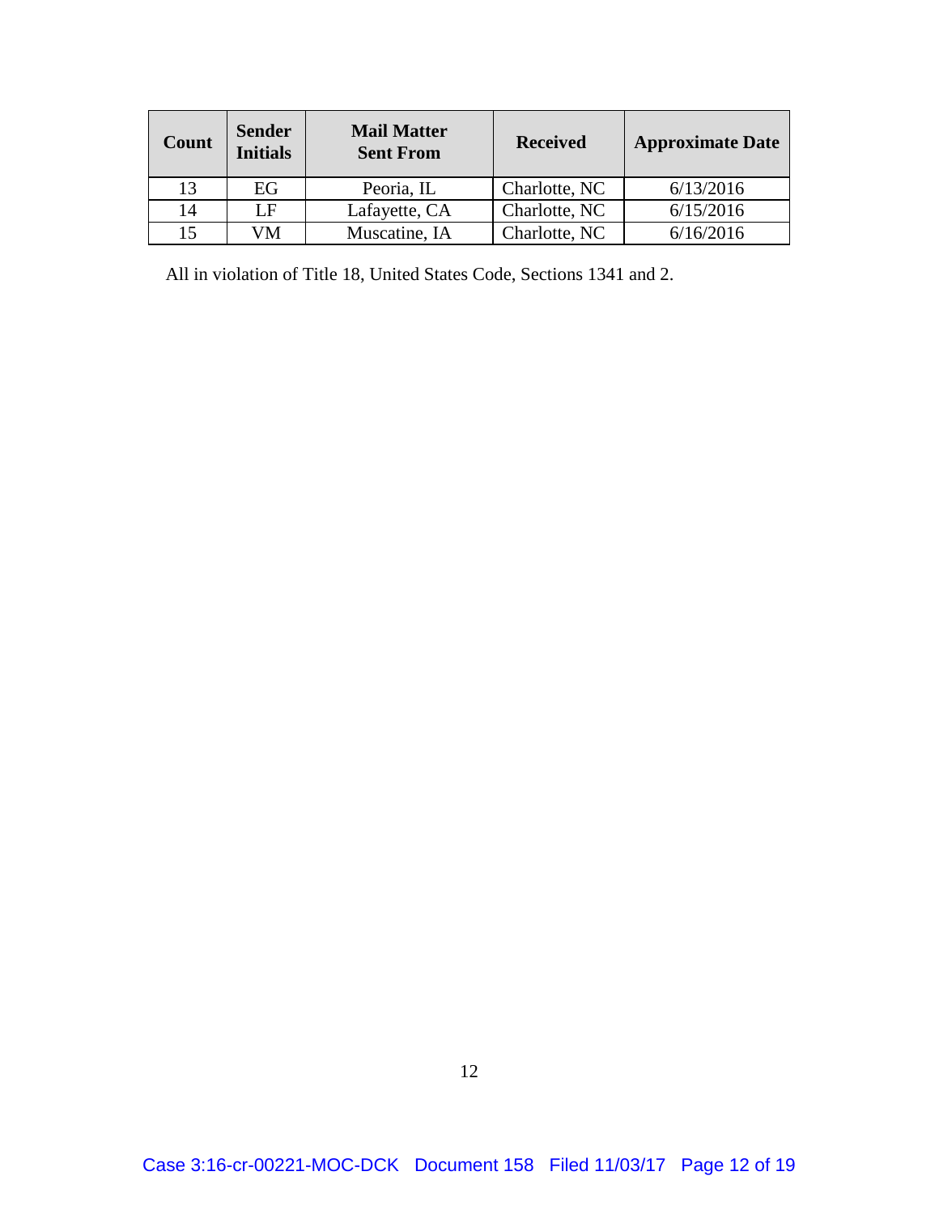| Count | Sender Initials | Mail Matter Sent From | Received | Approximate Date |
|---|---|---|---|---|
| 13 | EG | Peoria, IL | Charlotte, NC | 6/13/2016 |
| 14 | LF | Lafayette, CA | Charlotte, NC | 6/15/2016 |
| 15 | VM | Muscatine, IA | Charlotte, NC | 6/16/2016 |

All in violation of Title 18, United States Code, Sections 1341 and 2.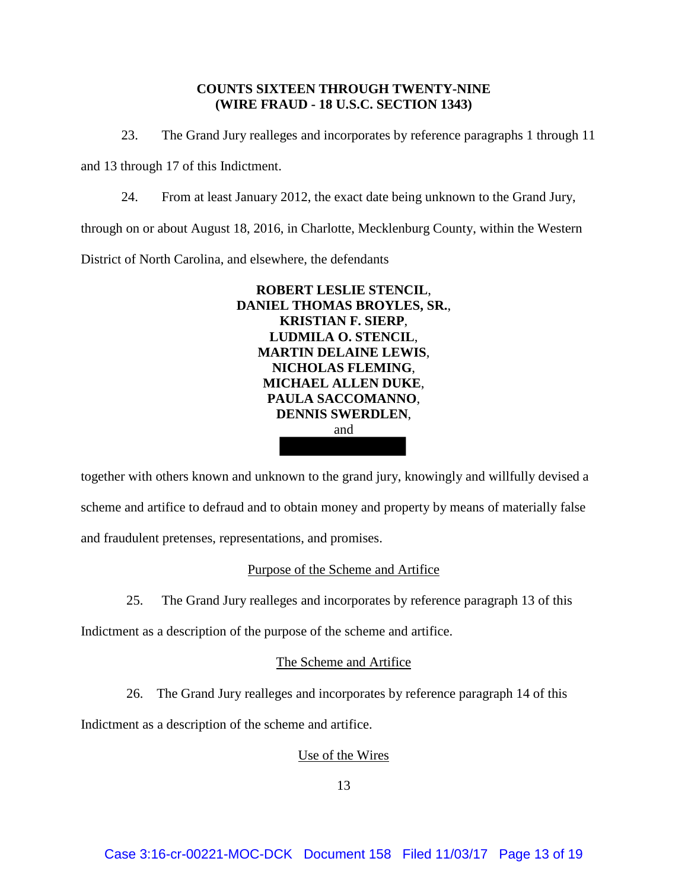**COUNTS SIXTEEN THROUGH TWENTY-NINE**
**(WIRE FRAUD - 18 U.S.C. SECTION 1343)**

23. The Grand Jury realleges and incorporates by reference paragraphs 1 through 11 and 13 through 17 of this Indictment.

24. From at least January 2012, the exact date being unknown to the Grand Jury, through on or about August 18, 2016, in Charlotte, Mecklenburg County, within the Western District of North Carolina, and elsewhere, the defendants

**ROBERT LESLIE STENCIL**,
**DANIEL THOMAS BROYLES, SR.**,
**KRISTIAN F. SIERP**,
**LUDMILA O. STENCIL**,
**MARTIN DELAINE LEWIS**,
**NICHOLAS FLEMING**,
**MICHAEL ALLEN DUKE**,
**PAULA SACCOMANNO**,
**DENNIS SWERDLEN**,
and
[REDACTED]

together with others known and unknown to the grand jury, knowingly and willfully devised a scheme and artifice to defraud and to obtain money and property by means of materially false and fraudulent pretenses, representations, and promises.

Purpose of the Scheme and Artifice

25. The Grand Jury realleges and incorporates by reference paragraph 13 of this Indictment as a description of the purpose of the scheme and artifice.

The Scheme and Artifice

26. The Grand Jury realleges and incorporates by reference paragraph 14 of this Indictment as a description of the scheme and artifice.

Use of the Wires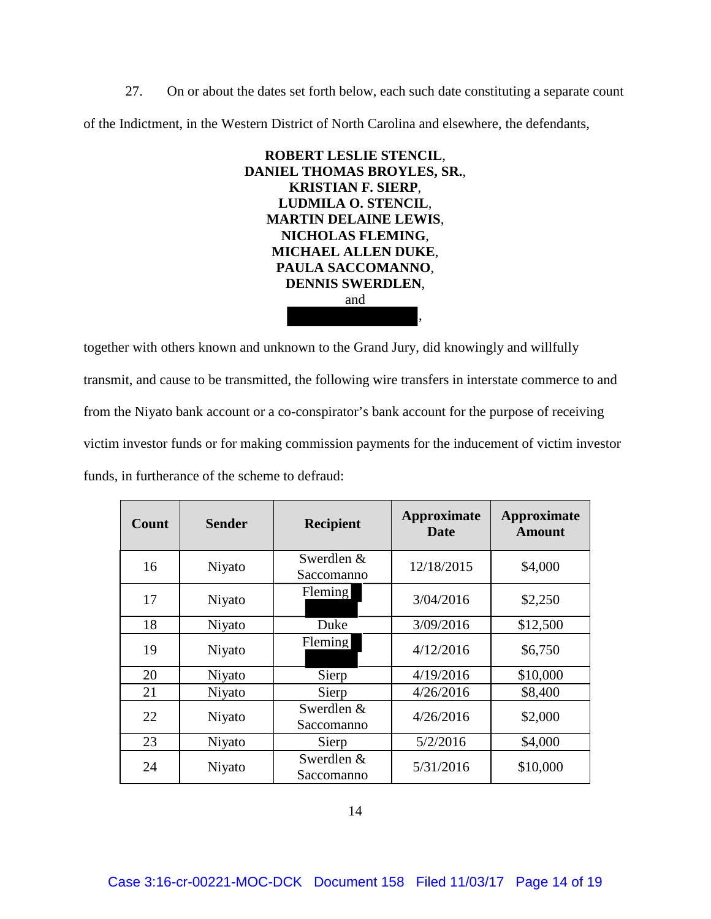27. On or about the dates set forth below, each such date constituting a separate count of the Indictment, in the Western District of North Carolina and elsewhere, the defendants,

**ROBERT LESLIE STENCIL**,
**DANIEL THOMAS BROYLES, SR.**,
**KRISTIAN F. SIERP**,
**LUDMILA O. STENCIL**,
**MARTIN DELAINE LEWIS**,
**NICHOLAS FLEMING**,
**MICHAEL ALLEN DUKE**,
**PAULA SACCOMANNO**,
**DENNIS SWERDLEN**,
and
[REDACTED],

together with others known and unknown to the Grand Jury, did knowingly and willfully transmit, and cause to be transmitted, the following wire transfers in interstate commerce to and from the Niyato bank account or a co-conspirator's bank account for the purpose of receiving victim investor funds or for making commission payments for the inducement of victim investor funds, in furtherance of the scheme to defraud:

| Count | Sender | Recipient | Approximate Date | Approximate Amount |
|---|---|---|---|---|
| 16 | Niyato | Swerdlen & Saccomanno | 12/18/2015 | $4,000 |
| 17 | Niyato | Fleming [REDACTED] | 3/04/2016 | $2,250 |
| 18 | Niyato | Duke | 3/09/2016 | $12,500 |
| 19 | Niyato | Fleming [REDACTED] | 4/12/2016 | $6,750 |
| 20 | Niyato | Sierp | 4/19/2016 | $10,000 |
| 21 | Niyato | Sierp | 4/26/2016 | $8,400 |
| 22 | Niyato | Swerdlen & Saccomanno | 4/26/2016 | $2,000 |
| 23 | Niyato | Sierp | 5/2/2016 | $4,000 |
| 24 | Niyato | Swerdlen & Saccomanno | 5/31/2016 | $10,000 |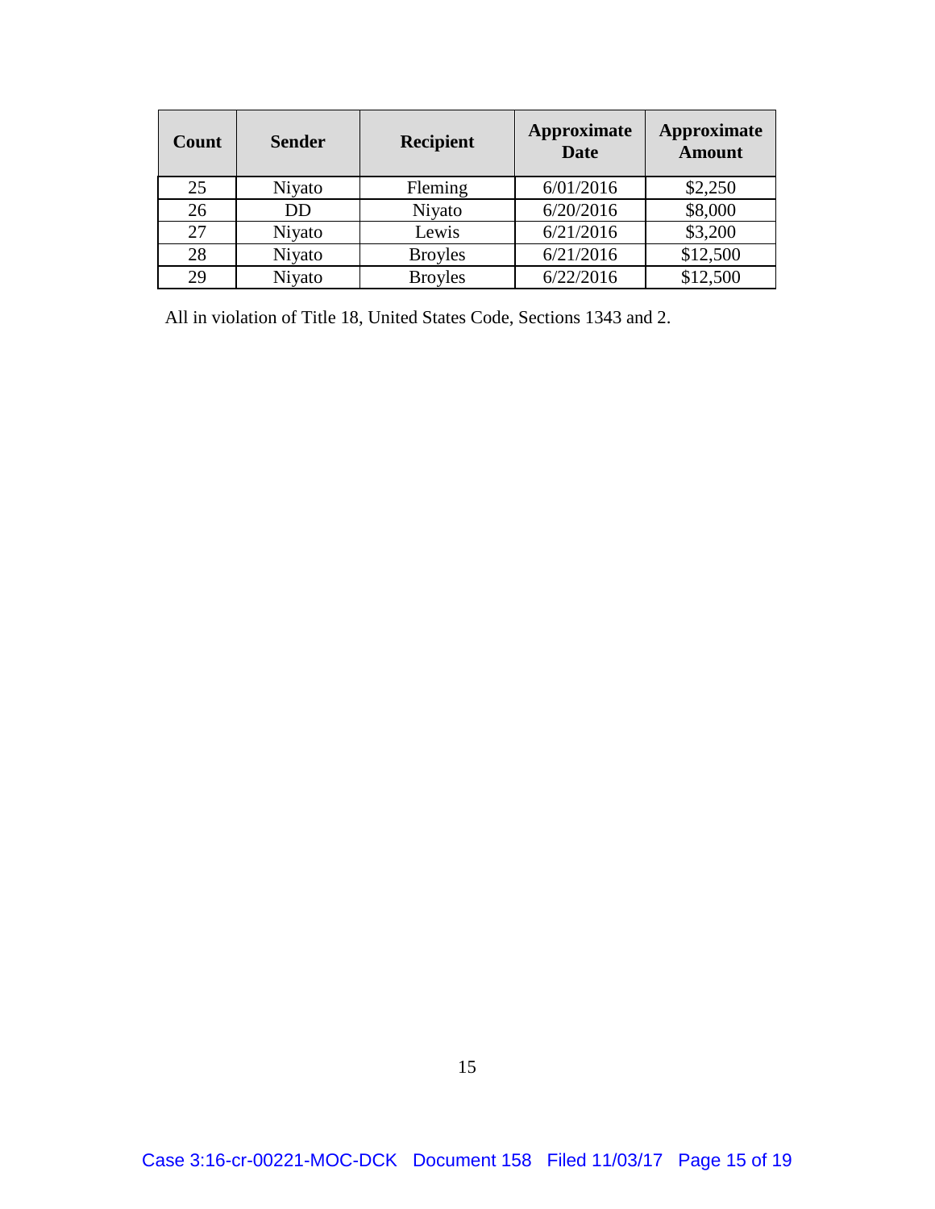| Count | Sender | Recipient | Approximate Date | Approximate Amount |
|---|---|---|---|---|
| 25 | Niyato | Fleming | 6/01/2016 | $2,250 |
| 26 | DD | Niyato | 6/20/2016 | $8,000 |
| 27 | Niyato | Lewis | 6/21/2016 | $3,200 |
| 28 | Niyato | Broyles | 6/21/2016 | $12,500 |
| 29 | Niyato | Broyles | 6/22/2016 | $12,500 |

All in violation of Title 18, United States Code, Sections 1343 and 2.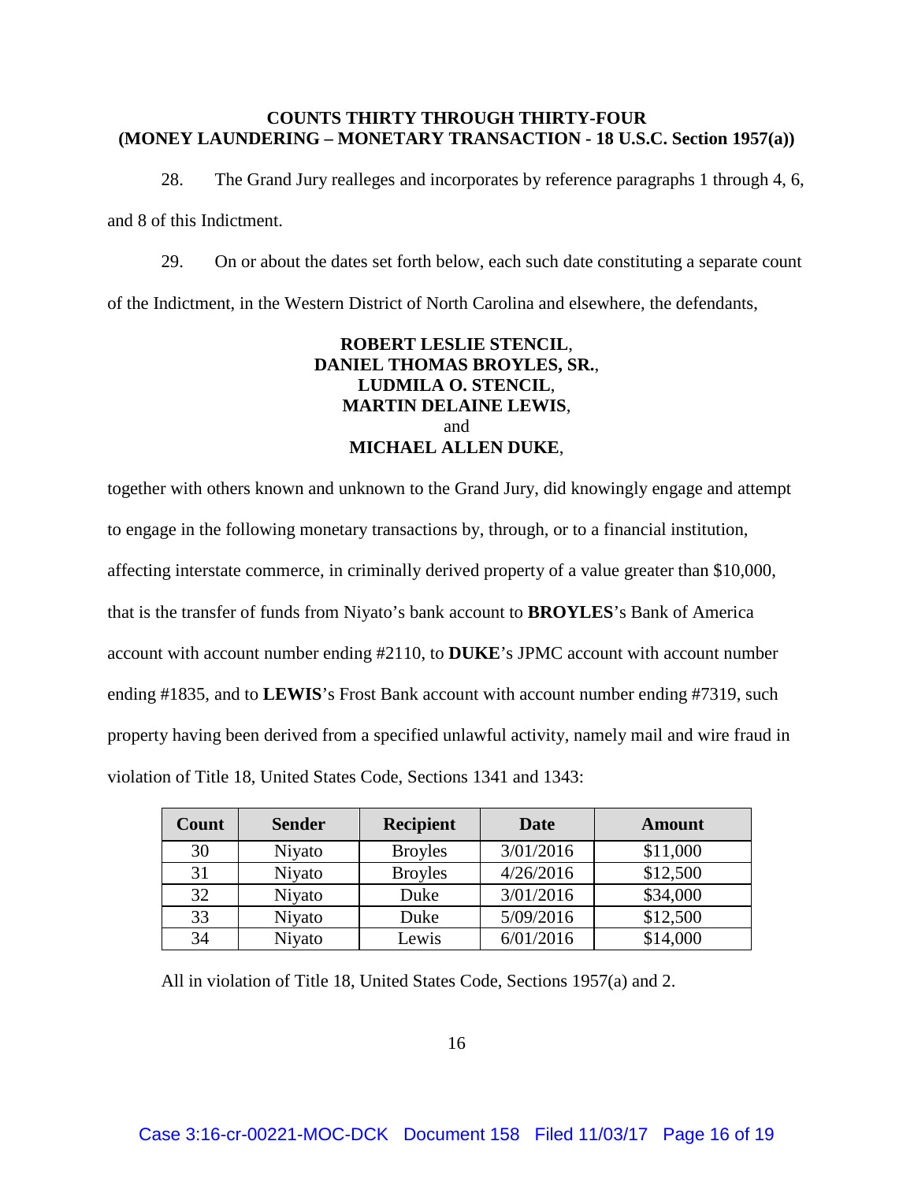## COUNTS THIRTY THROUGH THIRTY-FOUR
## (MONEY LAUNDERING – MONETARY TRANSACTION - 18 U.S.C. Section 1957(a))

28. The Grand Jury realleges and incorporates by reference paragraphs 1 through 4, 6, and 8 of this Indictment.

29. On or about the dates set forth below, each such date constituting a separate count of the Indictment, in the Western District of North Carolina and elsewhere, the defendants,

**ROBERT LESLIE STENCIL**,
**DANIEL THOMAS BROYLES, SR.**,
**LUDMILA O. STENCIL**,
**MARTIN DELAINE LEWIS**,
and
**MICHAEL ALLEN DUKE**,

together with others known and unknown to the Grand Jury, did knowingly engage and attempt to engage in the following monetary transactions by, through, or to a financial institution, affecting interstate commerce, in criminally derived property of a value greater than $10,000, that is the transfer of funds from Niyato's bank account to **BROYLES**'s Bank of America account with account number ending #2110, to **DUKE**'s JPMC account with account number ending #1835, and to **LEWIS**'s Frost Bank account with account number ending #7319, such property having been derived from a specified unlawful activity, namely mail and wire fraud in violation of Title 18, United States Code, Sections 1341 and 1343:

| Count | Sender | Recipient | Date | Amount |
|---|---|---|---|---|
| 30 | Niyato | Broyles | 3/01/2016 | $11,000 |
| 31 | Niyato | Broyles | 4/26/2016 | $12,500 |
| 32 | Niyato | Duke | 3/01/2016 | $34,000 |
| 33 | Niyato | Duke | 5/09/2016 | $12,500 |
| 34 | Niyato | Lewis | 6/01/2016 | $14,000 |

All in violation of Title 18, United States Code, Sections 1957(a) and 2.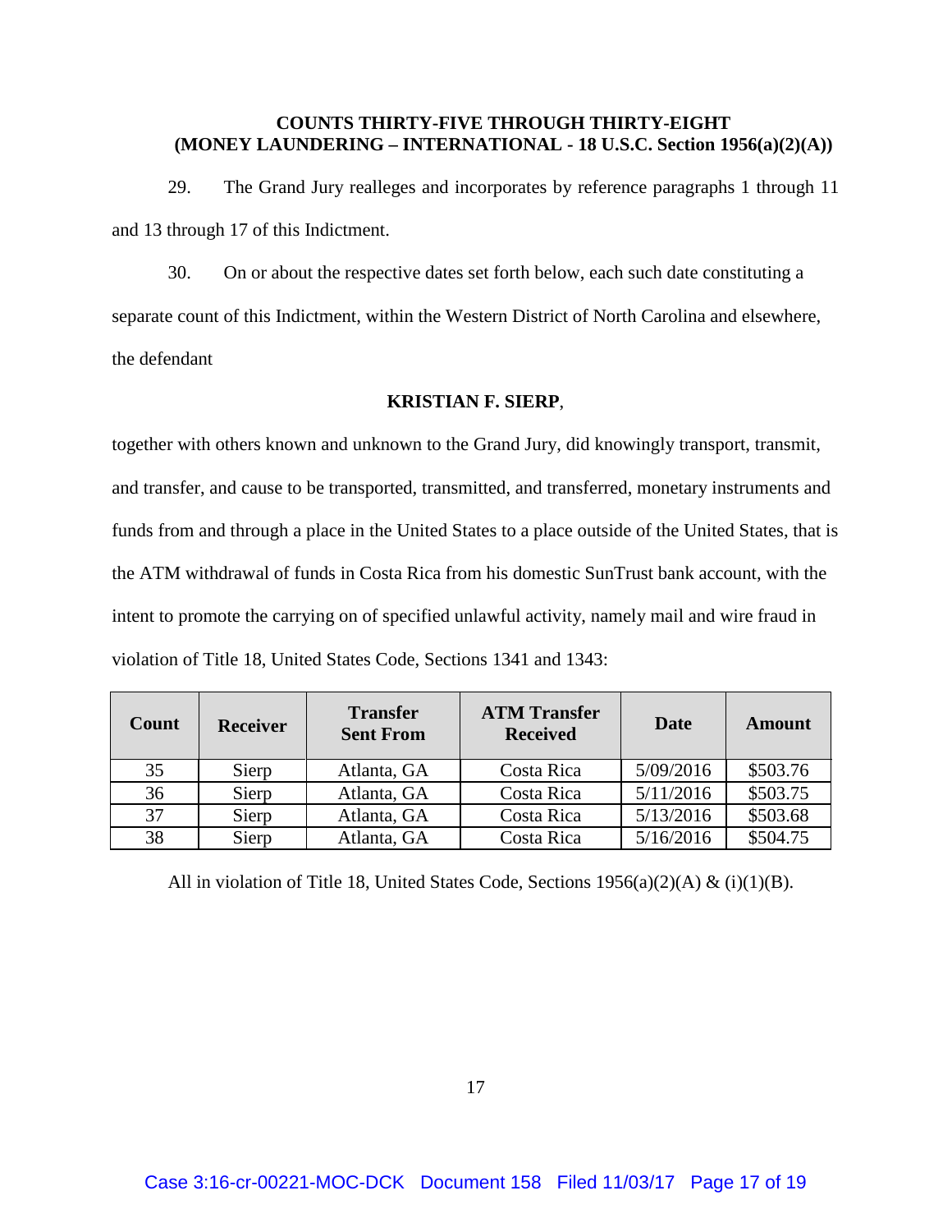**COUNTS THIRTY-FIVE THROUGH THIRTY-EIGHT**
**(MONEY LAUNDERING – INTERNATIONAL - 18 U.S.C. Section 1956(a)(2)(A))**

29. The Grand Jury realleges and incorporates by reference paragraphs 1 through 11 and 13 through 17 of this Indictment.

30. On or about the respective dates set forth below, each such date constituting a separate count of this Indictment, within the Western District of North Carolina and elsewhere, the defendant

**KRISTIAN F. SIERP**,

together with others known and unknown to the Grand Jury, did knowingly transport, transmit, and transfer, and cause to be transported, transmitted, and transferred, monetary instruments and funds from and through a place in the United States to a place outside of the United States, that is the ATM withdrawal of funds in Costa Rica from his domestic SunTrust bank account, with the intent to promote the carrying on of specified unlawful activity, namely mail and wire fraud in violation of Title 18, United States Code, Sections 1341 and 1343:

| Count | Receiver | Transfer Sent From | ATM Transfer Received | Date | Amount |
|---|---|---|---|---|---|
| 35 | Sierp | Atlanta, GA | Costa Rica | 5/09/2016 | $503.76 |
| 36 | Sierp | Atlanta, GA | Costa Rica | 5/11/2016 | $503.75 |
| 37 | Sierp | Atlanta, GA | Costa Rica | 5/13/2016 | $503.68 |
| 38 | Sierp | Atlanta, GA | Costa Rica | 5/16/2016 | $504.75 |

All in violation of Title 18, United States Code, Sections 1956(a)(2)(A) & (i)(1)(B).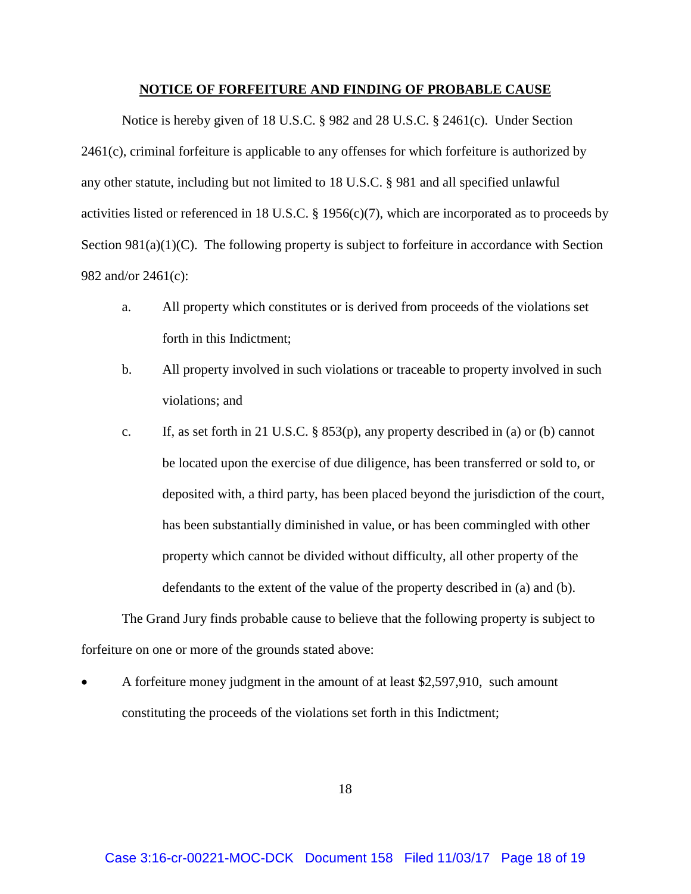## NOTICE OF FORFEITURE AND FINDING OF PROBABLE CAUSE

Notice is hereby given of 18 U.S.C. § 982 and 28 U.S.C. § 2461(c). Under Section 2461(c), criminal forfeiture is applicable to any offenses for which forfeiture is authorized by any other statute, including but not limited to 18 U.S.C. § 981 and all specified unlawful activities listed or referenced in 18 U.S.C. § 1956(c)(7), which are incorporated as to proceeds by Section 981(a)(1)(C). The following property is subject to forfeiture in accordance with Section 982 and/or 2461(c):

a. All property which constitutes or is derived from proceeds of the violations set forth in this Indictment;

b. All property involved in such violations or traceable to property involved in such violations; and

c. If, as set forth in 21 U.S.C. § 853(p), any property described in (a) or (b) cannot be located upon the exercise of due diligence, has been transferred or sold to, or deposited with, a third party, has been placed beyond the jurisdiction of the court, has been substantially diminished in value, or has been commingled with other property which cannot be divided without difficulty, all other property of the defendants to the extent of the value of the property described in (a) and (b).

The Grand Jury finds probable cause to believe that the following property is subject to forfeiture on one or more of the grounds stated above:

- A forfeiture money judgment in the amount of at least $2,597,910, such amount constituting the proceeds of the violations set forth in this Indictment;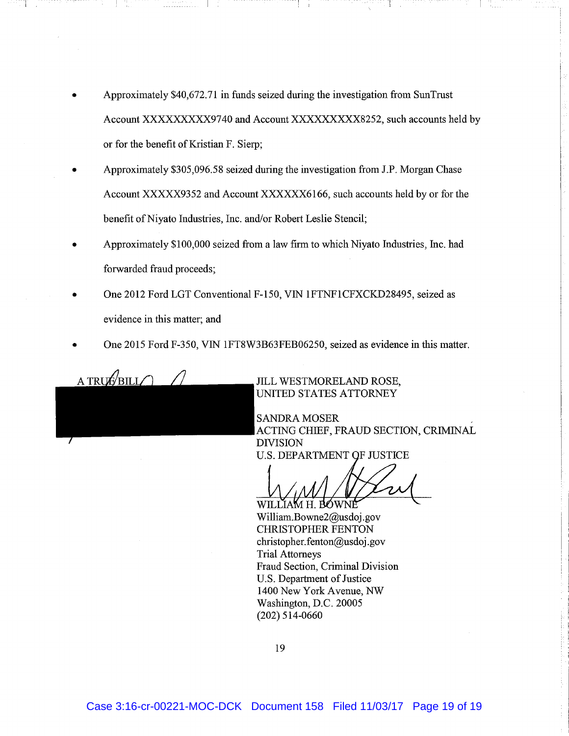- Approximately $40,672.71 in funds seized during the investigation from SunTrust Account XXXXXXXXX9740 and Account XXXXXXXXX8252, such accounts held by or for the benefit of Kristian F. Sierp;
- Approximately $305,096.58 seized during the investigation from J.P. Morgan Chase Account XXXXX9352 and Account XXXXXX6166, such accounts held by or for the benefit of Niyato Industries, Inc. and/or Robert Leslie Stencil;
- Approximately $100,000 seized from a law firm to which Niyato Industries, Inc. had forwarded fraud proceeds;
- One 2012 Ford LGT Conventional F-150, VIN 1FTNF1CFXCKD28495, seized as evidence in this matter; and
- One 2015 Ford F-350, VIN 1FT8W3B63FEB06250, seized as evidence in this matter.

A TRUE BILL

JILL WESTMORELAND ROSE,
UNITED STATES ATTORNEY

SANDRA MOSER
ACTING CHIEF, FRAUD SECTION, CRIMINAL DIVISION
U.S. DEPARTMENT OF JUSTICE

WILLIAM H. BOWNE
William.Bowne2@usdoj.gov
CHRISTOPHER FENTON
christopher.fenton@usdoj.gov
Trial Attorneys
Fraud Section, Criminal Division
U.S. Department of Justice
1400 New York Avenue, NW
Washington, D.C. 20005
(202) 514-0660